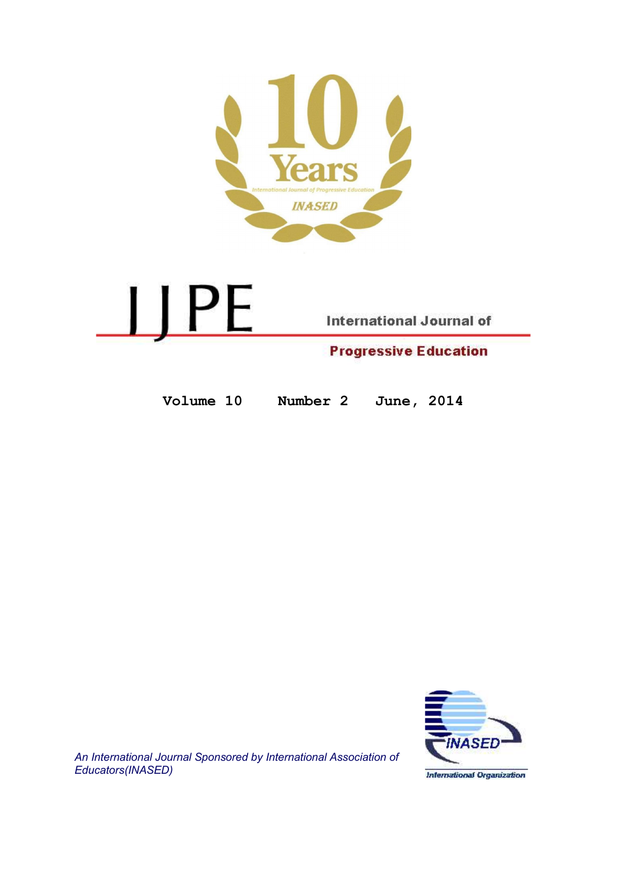10 Years

International Journal of Progressive Education

INASED

# IJPE

## International Journal of Progressive Education

**Volume 10 Number 2 June, 2014**

*An International Journal Sponsored by International Association of Educators(INASED)*

INASED

International Organization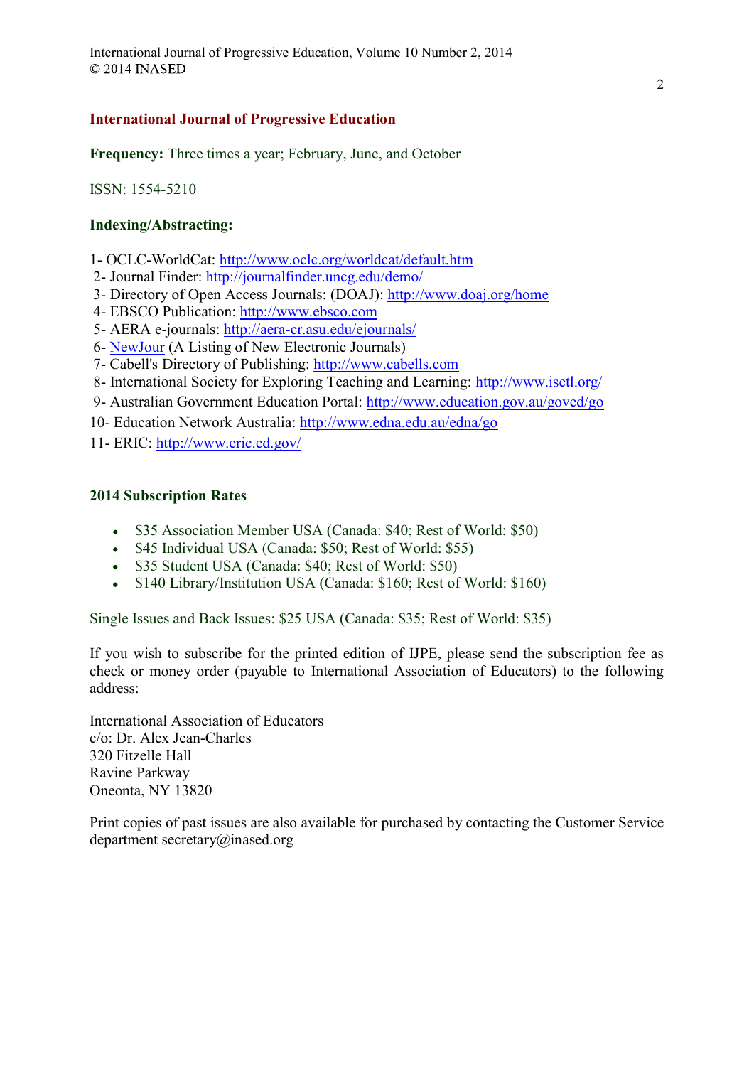## International Journal of Progressive Education

**Frequency:** Three times a year; February, June, and October

ISSN: 1554-5210

**Indexing/Abstracting:**

1- OCLC-WorldCat: http://www.oclc.org/worldcat/default.htm
2- Journal Finder: http://journalfinder.uncg.edu/demo/
3- Directory of Open Access Journals: (DOAJ): http://www.doaj.org/home
4- EBSCO Publication: http://www.ebsco.com
5- AERA e-journals: http://aera-cr.asu.edu/ejournals/
6- NewJour (A Listing of New Electronic Journals)
7- Cabell's Directory of Publishing: http://www.cabells.com
8- International Society for Exploring Teaching and Learning: http://www.isetl.org/
9- Australian Government Education Portal: http://www.education.gov.au/goved/go
10- Education Network Australia: http://www.edna.edu.au/edna/go
11- ERIC: http://www.eric.ed.gov/

**2014 Subscription Rates**

- $35 Association Member USA (Canada: $40; Rest of World: $50)
- $45 Individual USA (Canada: $50; Rest of World: $55)
- $35 Student USA (Canada: $40; Rest of World: $50)
- $140 Library/Institution USA (Canada: $160; Rest of World: $160)

Single Issues and Back Issues: $25 USA (Canada: $35; Rest of World: $35)

If you wish to subscribe for the printed edition of IJPE, please send the subscription fee as check or money order (payable to International Association of Educators) to the following address:

International Association of Educators
c/o: Dr. Alex Jean-Charles
320 Fitzelle Hall
Ravine Parkway
Oneonta, NY 13820

Print copies of past issues are also available for purchased by contacting the Customer Service department secretary@inased.org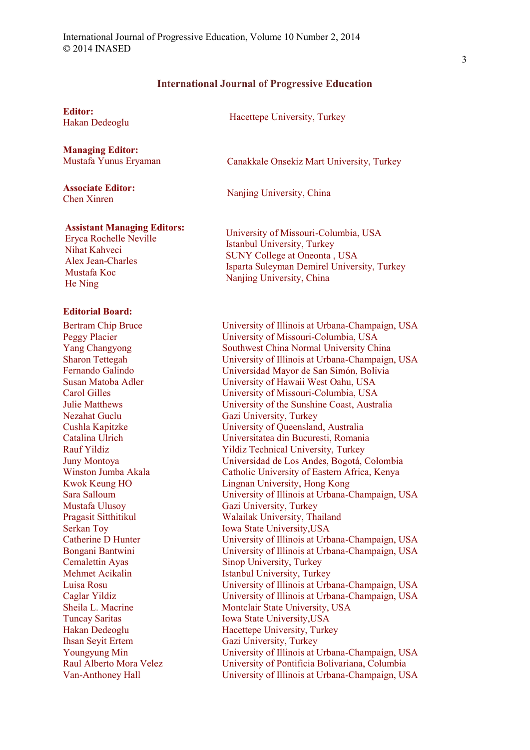# International Journal of Progressive Education

**Editor:**

| | |
|---|---|
| Hakan Dedeoglu | Hacettepe University, Turkey |

**Managing Editor:**

| | |
|---|---|
| Mustafa Yunus Eryaman | Canakkale Onsekiz Mart University, Turkey |

**Associate Editor:**

| | |
|---|---|
| Chen Xinren | Nanjing University, China |

**Assistant Managing Editors:**

| | |
|---|---|
| Eryca Rochelle Neville | University of Missouri-Columbia, USA |
| Nihat Kahveci | Istanbul University, Turkey |
| Alex Jean-Charles | SUNY College at Oneonta , USA |
| Mustafa Koc | Isparta Suleyman Demirel University, Turkey |
| He Ning | Nanjing University, China |

**Editorial Board:**

| | |
|---|---|
| Bertram Chip Bruce | University of Illinois at Urbana-Champaign, USA |
| Peggy Placier | University of Missouri-Columbia, USA |
| Yang Changyong | Southwest China Normal University China |
| Sharon Tettegah | University of Illinois at Urbana-Champaign, USA |
| Fernando Galindo | Universidad Mayor de San Simón, Bolivia |
| Susan Matoba Adler | University of Hawaii West Oahu, USA |
| Carol Gilles | University of Missouri-Columbia, USA |
| Julie Matthews | University of the Sunshine Coast, Australia |
| Nezahat Guclu | Gazi University, Turkey |
| Cushla Kapitzke | University of Queensland, Australia |
| Catalina Ulrich | Universitatea din Bucuresti, Romania |
| Rauf Yildiz | Yildiz Technical University, Turkey |
| Juny Montoya | Universidad de Los Andes, Bogotá, Colombia |
| Winston Jumba Akala | Catholic University of Eastern Africa, Kenya |
| Kwok Keung HO | Lingnan University, Hong Kong |
| Sara Salloum | University of Illinois at Urbana-Champaign, USA |
| Mustafa Ulusoy | Gazi University, Turkey |
| Pragasit Sitthitikul | Walailak University, Thailand |
| Serkan Toy | Iowa State University,USA |
| Catherine D Hunter | University of Illinois at Urbana-Champaign, USA |
| Bongani Bantwini | University of Illinois at Urbana-Champaign, USA |
| Cemalettin Ayas | Sinop University, Turkey |
| Mehmet Acikalin | Istanbul University, Turkey |
| Luisa Rosu | University of Illinois at Urbana-Champaign, USA |
| Caglar Yildiz | University of Illinois at Urbana-Champaign, USA |
| Sheila L. Macrine | Montclair State University, USA |
| Tuncay Saritas | Iowa State University,USA |
| Hakan Dedeoglu | Hacettepe University, Turkey |
| Ihsan Seyit Ertem | Gazi University, Turkey |
| Youngyung Min | University of Illinois at Urbana-Champaign, USA |
| Raul Alberto Mora Velez | University of Pontificia Bolivariana, Columbia |
| Van-Anthoney Hall | University of Illinois at Urbana-Champaign, USA |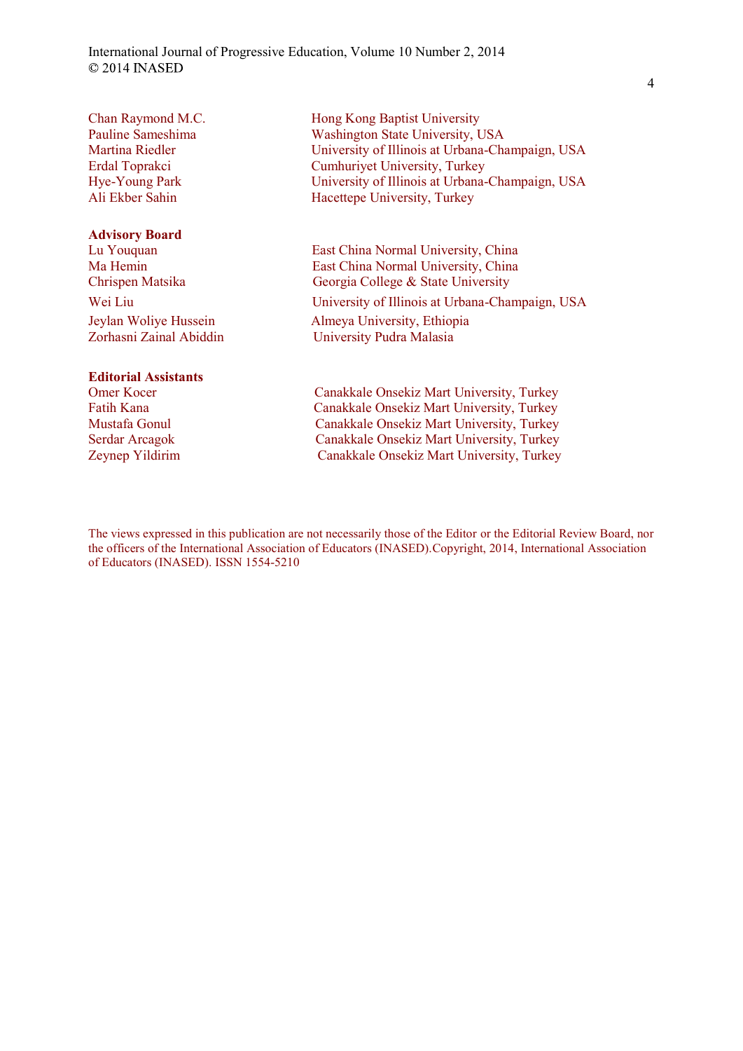| | |
|---|---|
| Chan Raymond M.C. | Hong Kong Baptist University |
| Pauline Sameshima | Washington State University, USA |
| Martina Riedler | University of Illinois at Urbana-Champaign, USA |
| Erdal Toprakci | Cumhuriyet University, Turkey |
| Hye-Young Park | University of Illinois at Urbana-Champaign, USA |
| Ali Ekber Sahin | Hacettepe University, Turkey |

**Advisory Board**

| | |
|---|---|
| Lu Youquan | East China Normal University, China |
| Ma Hemin | East China Normal University, China |
| Chrispen Matsika | Georgia College & State University |
| Wei Liu | University of Illinois at Urbana-Champaign, USA |
| Jeylan Woliye Hussein | Almeya University, Ethiopia |
| Zorhasni Zainal Abiddin | University Pudra Malasia |

**Editorial Assistants**

| | |
|---|---|
| Omer Kocer | Canakkale Onsekiz Mart University, Turkey |
| Fatih Kana | Canakkale Onsekiz Mart University, Turkey |
| Mustafa Gonul | Canakkale Onsekiz Mart University, Turkey |
| Serdar Arcagok | Canakkale Onsekiz Mart University, Turkey |
| Zeynep Yildirim | Canakkale Onsekiz Mart University, Turkey |

The views expressed in this publication are not necessarily those of the Editor or the Editorial Review Board, nor the officers of the International Association of Educators (INASED).Copyright, 2014, International Association of Educators (INASED). ISSN 1554-5210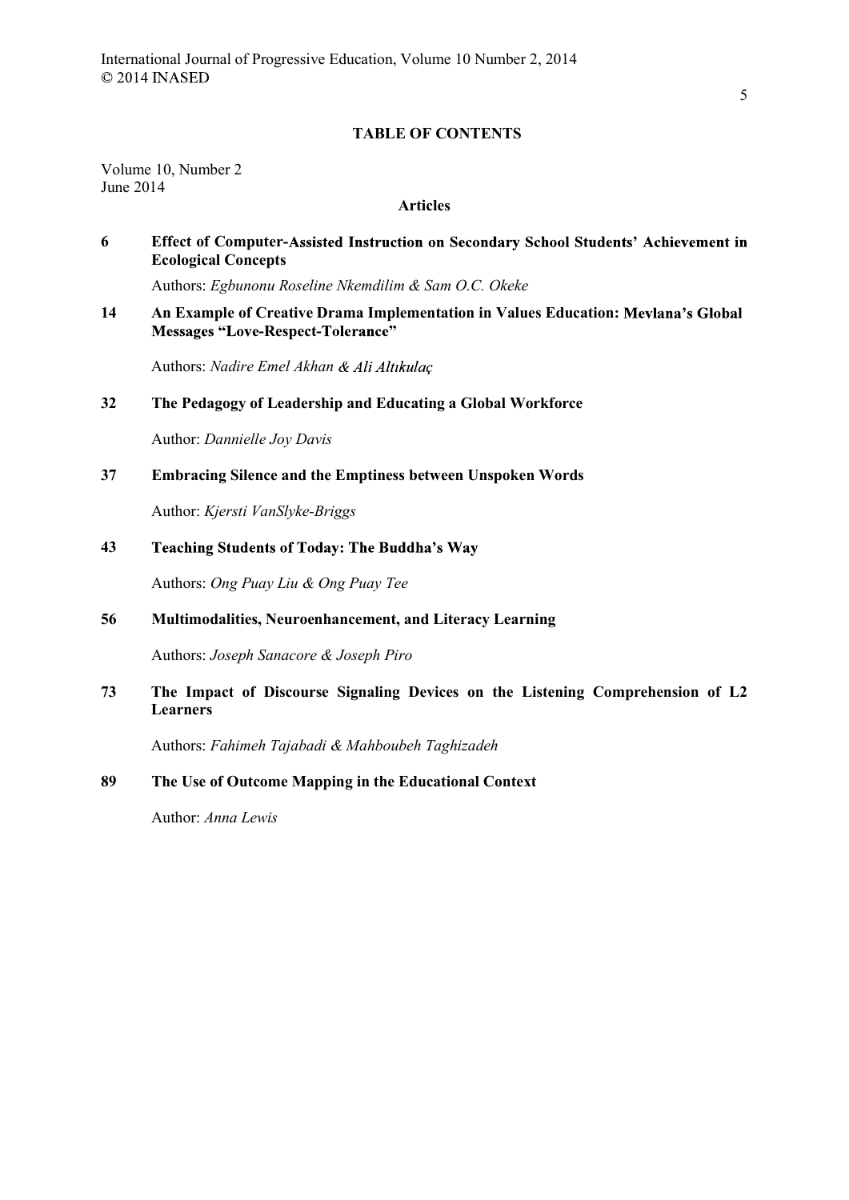## TABLE OF CONTENTS

Volume 10, Number 2
June 2014

### Articles

**6 Effect of Computer-Assisted Instruction on Secondary School Students' Achievement in Ecological Concepts**

Authors: *Egbunonu Roseline Nkemdilim & Sam O.C. Okeke*

**14 An Example of Creative Drama Implementation in Values Education: Mevlana's Global Messages "Love-Respect-Tolerance"**

Authors: *Nadire Emel Akhan & Ali Altıkulaç*

**32 The Pedagogy of Leadership and Educating a Global Workforce**

Author: *Dannielle Joy Davis*

**37 Embracing Silence and the Emptiness between Unspoken Words**

Author: *Kjersti VanSlyke-Briggs*

**43 Teaching Students of Today: The Buddha's Way**

Authors: *Ong Puay Liu & Ong Puay Tee*

**56 Multimodalities, Neuroenhancement, and Literacy Learning**

Authors: *Joseph Sanacore & Joseph Piro*

**73 The Impact of Discourse Signaling Devices on the Listening Comprehension of L2 Learners**

Authors: *Fahimeh Tajabadi & Mahboubeh Taghizadeh*

**89 The Use of Outcome Mapping in the Educational Context**

Author: *Anna Lewis*